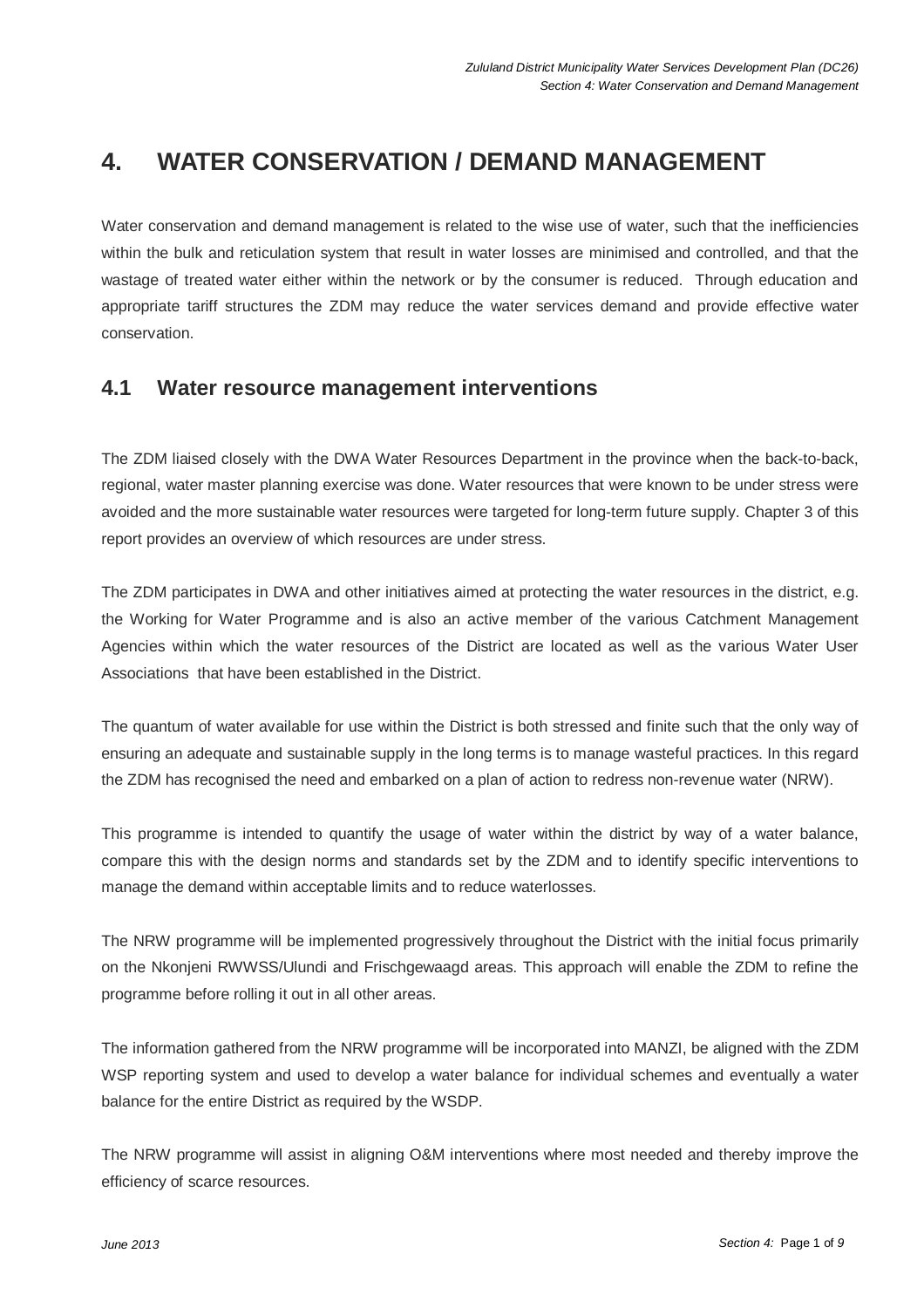# 4. WATER CONSERVATION / DEMAND MANAGEMENT

Water conservation and demand management is related to the wise use of water, such that the inefficiencies within the bulk and reticulation system that result in water losses are minimised and controlled, and that the wastage of treated water either within the network or by the consumer is reduced. Through education and appropriate tariff structures the ZDM may reduce the water services demand and provide effective water conservation.

## 4.1 Water resource management interventions

The ZDM liaised closely with the DWA Water Resources Department in the province when the back-to-back, regional, water master planning exercise was done. Water resources that were known to be under stress were avoided and the more sustainable water resources were targeted for long-term future supply. Chapter 3 of this report provides an overview of which resources are under stress.

The ZDM participates in DWA and other initiatives aimed at protecting the water resources in the district, e.g. the Working for Water Programme and is also an active member of the various Catchment Management Agencies within which the water resources of the District are located as well as the various Water User Associations that have been established in the District.

The quantum of water available for use within the District is both stressed and finite such that the only way of ensuring an adequate and sustainable supply in the long terms is to manage wasteful practices. In this regard the ZDM has recognised the need and embarked on a plan of action to redress non-revenue water (NRW).

This programme is intended to quantify the usage of water within the district by way of a water balance, compare this with the design norms and standards set by the ZDM and to identify specific interventions to manage the demand within acceptable limits and to reduce waterlosses.

The NRW programme will be implemented progressively throughout the District with the initial focus primarily on the Nkonjeni RWWSS/Ulundi and Frischgewaagd areas. This approach will enable the ZDM to refine the programme before rolling it out in all other areas.

The information gathered from the NRW programme will be incorporated into MANZI, be aligned with the ZDM WSP reporting system and used to develop a water balance for individual schemes and eventually a water balance for the entire District as required by the WSDP.

The NRW programme will assist in aligning O&M interventions where most needed and thereby improve the efficiency of scarce resources.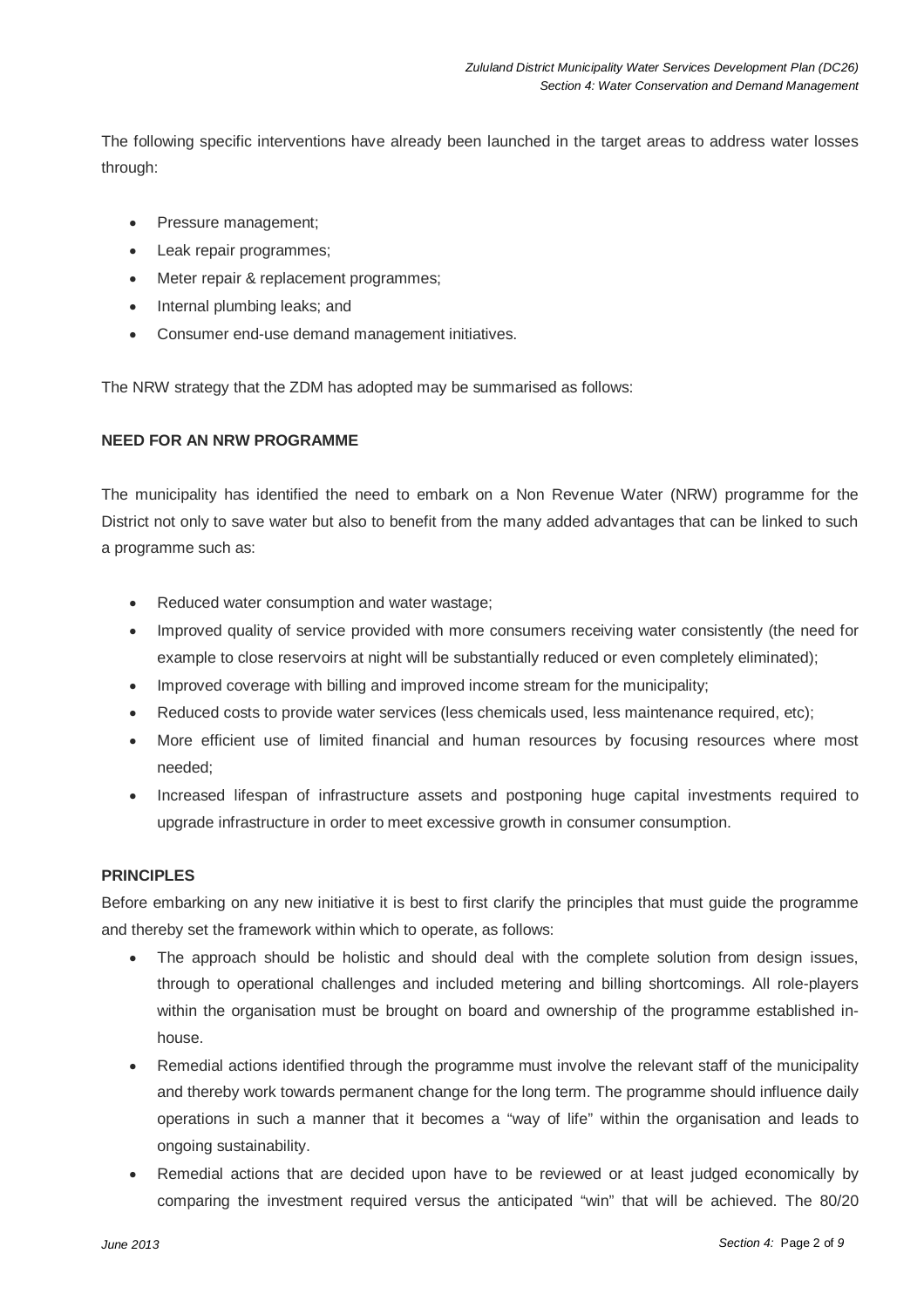The following specific interventions have already been launched in the target areas to address water losses through:

- Pressure management;
- Leak repair programmes;
- Meter repair & replacement programmes;
- Internal plumbing leaks; and
- Consumer end-use demand management initiatives.

The NRW strategy that the ZDM has adopted may be summarised as follows:

**NEED FOR AN NRW PROGRAMME**

The municipality has identified the need to embark on a Non Revenue Water (NRW) programme for the District not only to save water but also to benefit from the many added advantages that can be linked to such a programme such as:

- Reduced water consumption and water wastage;
- Improved quality of service provided with more consumers receiving water consistently (the need for example to close reservoirs at night will be substantially reduced or even completely eliminated);
- Improved coverage with billing and improved income stream for the municipality;
- Reduced costs to provide water services (less chemicals used, less maintenance required, etc);
- More efficient use of limited financial and human resources by focusing resources where most needed;
- Increased lifespan of infrastructure assets and postponing huge capital investments required to upgrade infrastructure in order to meet excessive growth in consumer consumption.

**PRINCIPLES**

Before embarking on any new initiative it is best to first clarify the principles that must guide the programme and thereby set the framework within which to operate, as follows:

- The approach should be holistic and should deal with the complete solution from design issues, through to operational challenges and included metering and billing shortcomings. All role-players within the organisation must be brought on board and ownership of the programme established in-house.
- Remedial actions identified through the programme must involve the relevant staff of the municipality and thereby work towards permanent change for the long term. The programme should influence daily operations in such a manner that it becomes a "way of life" within the organisation and leads to ongoing sustainability.
- Remedial actions that are decided upon have to be reviewed or at least judged economically by comparing the investment required versus the anticipated "win" that will be achieved. The 80/20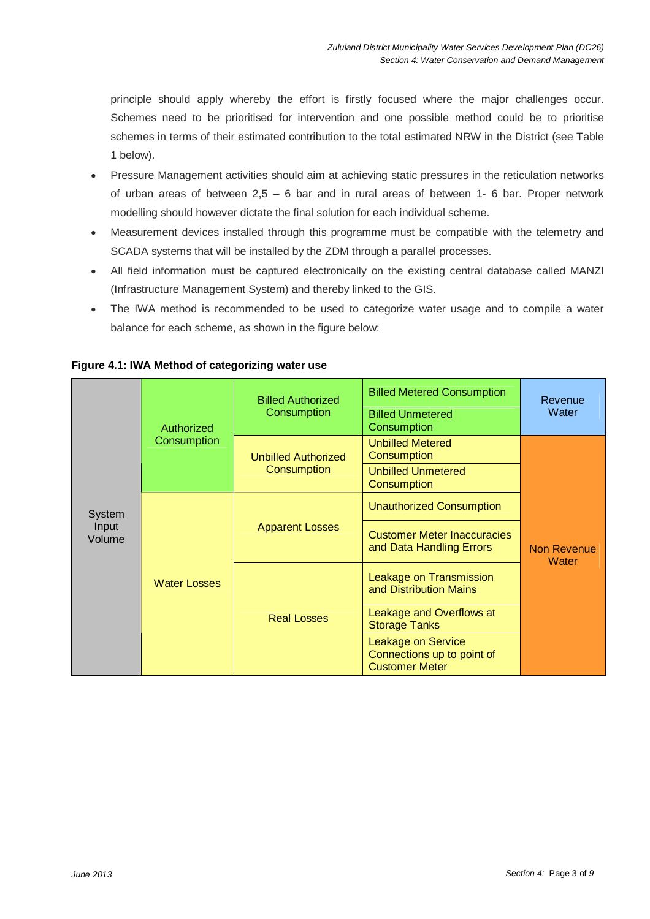principle should apply whereby the effort is firstly focused where the major challenges occur. Schemes need to be prioritised for intervention and one possible method could be to prioritise schemes in terms of their estimated contribution to the total estimated NRW in the District (see Table 1 below).

- Pressure Management activities should aim at achieving static pressures in the reticulation networks of urban areas of between 2,5 – 6 bar and in rural areas of between 1- 6 bar. Proper network modelling should however dictate the final solution for each individual scheme.
- Measurement devices installed through this programme must be compatible with the telemetry and SCADA systems that will be installed by the ZDM through a parallel processes.
- All field information must be captured electronically on the existing central database called MANZI (Infrastructure Management System) and thereby linked to the GIS.
- The IWA method is recommended to be used to categorize water usage and to compile a water balance for each scheme, as shown in the figure below:

**Figure 4.1: IWA Method of categorizing water use**

| | | | | |
|---|---|---|---|---|
| System Input Volume | Authorized Consumption | Billed Authorized Consumption | Billed Metered Consumption | Revenue Water |
| | | | Billed Unmetered Consumption | |
| | | Unbilled Authorized Consumption | Unbilled Metered Consumption | Non Revenue Water |
| | | | Unbilled Unmetered Consumption | |
| | Water Losses | Apparent Losses | Unauthorized Consumption | |
| | | | Customer Meter Inaccuracies and Data Handling Errors | |
| | | Real Losses | Leakage on Transmission and Distribution Mains | |
| | | | Leakage and Overflows at Storage Tanks | |
| | | | Leakage on Service Connections up to point of Customer Meter | |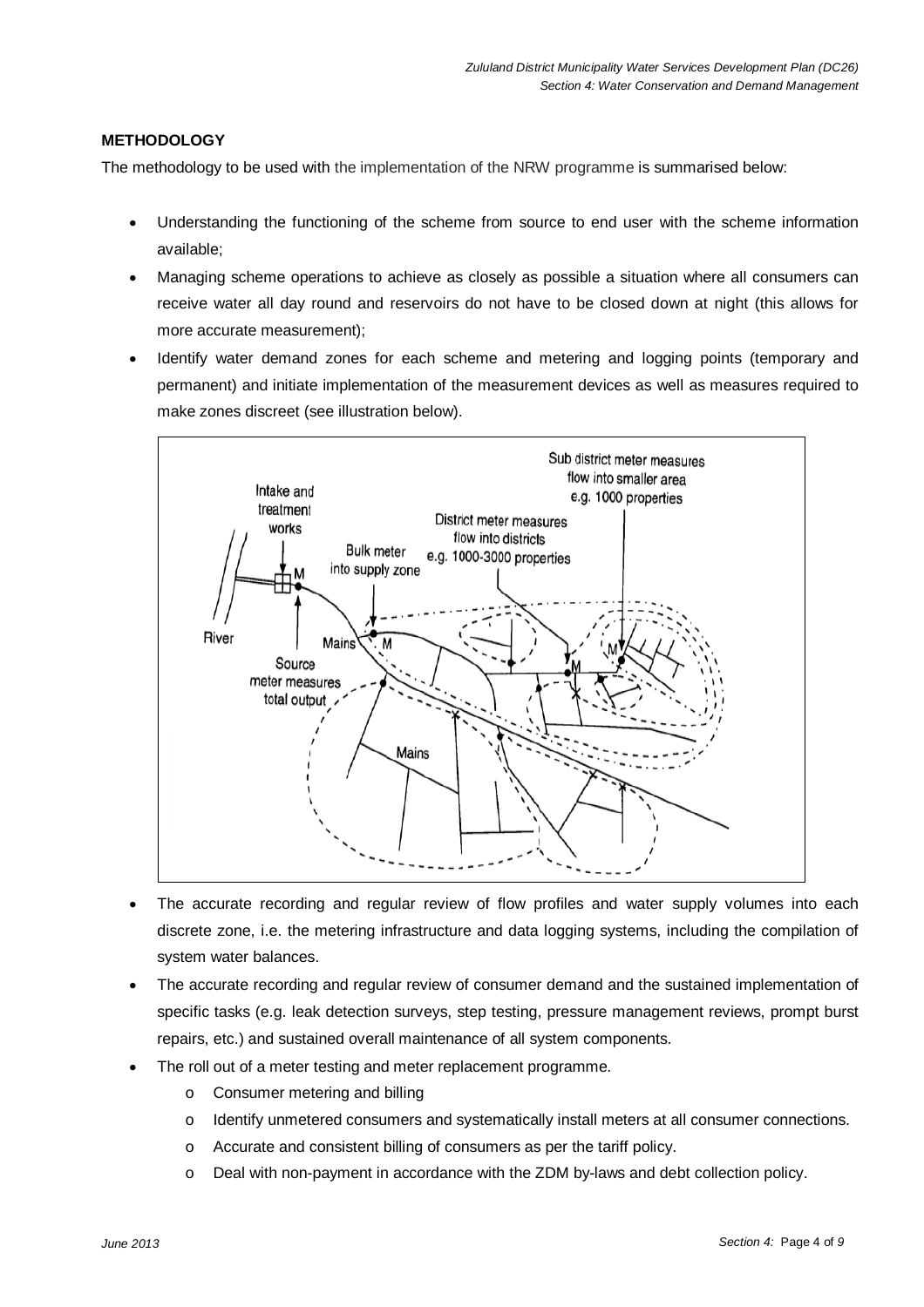**METHODOLOGY**

The methodology to be used with the implementation of the NRW programme is summarised below:

- Understanding the functioning of the scheme from source to end user with the scheme information available;
- Managing scheme operations to achieve as closely as possible a situation where all consumers can receive water all day round and reservoirs do not have to be closed down at night (this allows for more accurate measurement);
- Identify water demand zones for each scheme and metering and logging points (temporary and permanent) and initiate implementation of the measurement devices as well as measures required to make zones discreet (see illustration below).

- The accurate recording and regular review of flow profiles and water supply volumes into each discrete zone, i.e. the metering infrastructure and data logging systems, including the compilation of system water balances.
- The accurate recording and regular review of consumer demand and the sustained implementation of specific tasks (e.g. leak detection surveys, step testing, pressure management reviews, prompt burst repairs, etc.) and sustained overall maintenance of all system components.
- The roll out of a meter testing and meter replacement programme.
    - Consumer metering and billing
    - Identify unmetered consumers and systematically install meters at all consumer connections.
    - Accurate and consistent billing of consumers as per the tariff policy.
    - Deal with non-payment in accordance with the ZDM by-laws and debt collection policy.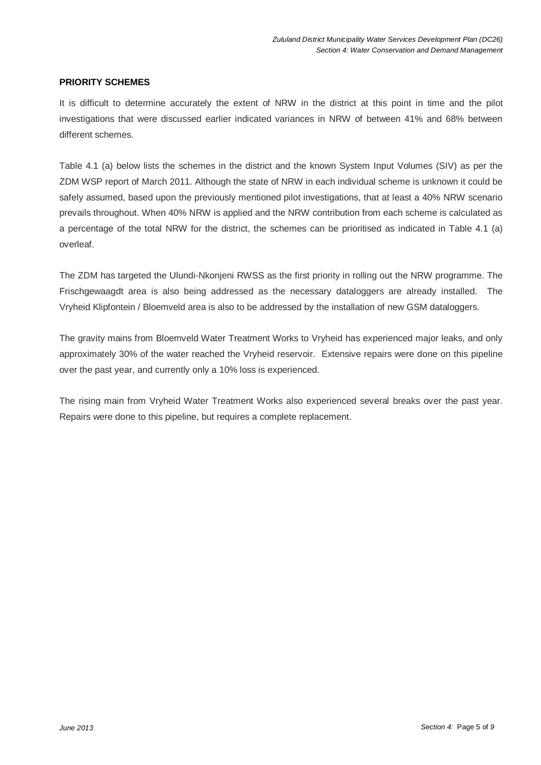**PRIORITY SCHEMES**

It is difficult to determine accurately the extent of NRW in the district at this point in time and the pilot investigations that were discussed earlier indicated variances in NRW of between 41% and 68% between different schemes.

Table 4.1 (a) below lists the schemes in the district and the known System Input Volumes (SIV) as per the ZDM WSP report of March 2011. Although the state of NRW in each individual scheme is unknown it could be safely assumed, based upon the previously mentioned pilot investigations, that at least a 40% NRW scenario prevails throughout. When 40% NRW is applied and the NRW contribution from each scheme is calculated as a percentage of the total NRW for the district, the schemes can be prioritised as indicated in Table 4.1 (a) overleaf.

The ZDM has targeted the Ulundi-Nkonjeni RWSS as the first priority in rolling out the NRW programme. The Frischgewaagdt area is also being addressed as the necessary dataloggers are already installed. The Vryheid Klipfontein / Bloemveld area is also to be addressed by the installation of new GSM dataloggers.

The gravity mains from Bloemveld Water Treatment Works to Vryheid has experienced major leaks, and only approximately 30% of the water reached the Vryheid reservoir. Extensive repairs were done on this pipeline over the past year, and currently only a 10% loss is experienced.

The rising main from Vryheid Water Treatment Works also experienced several breaks over the past year. Repairs were done to this pipeline, but requires a complete replacement.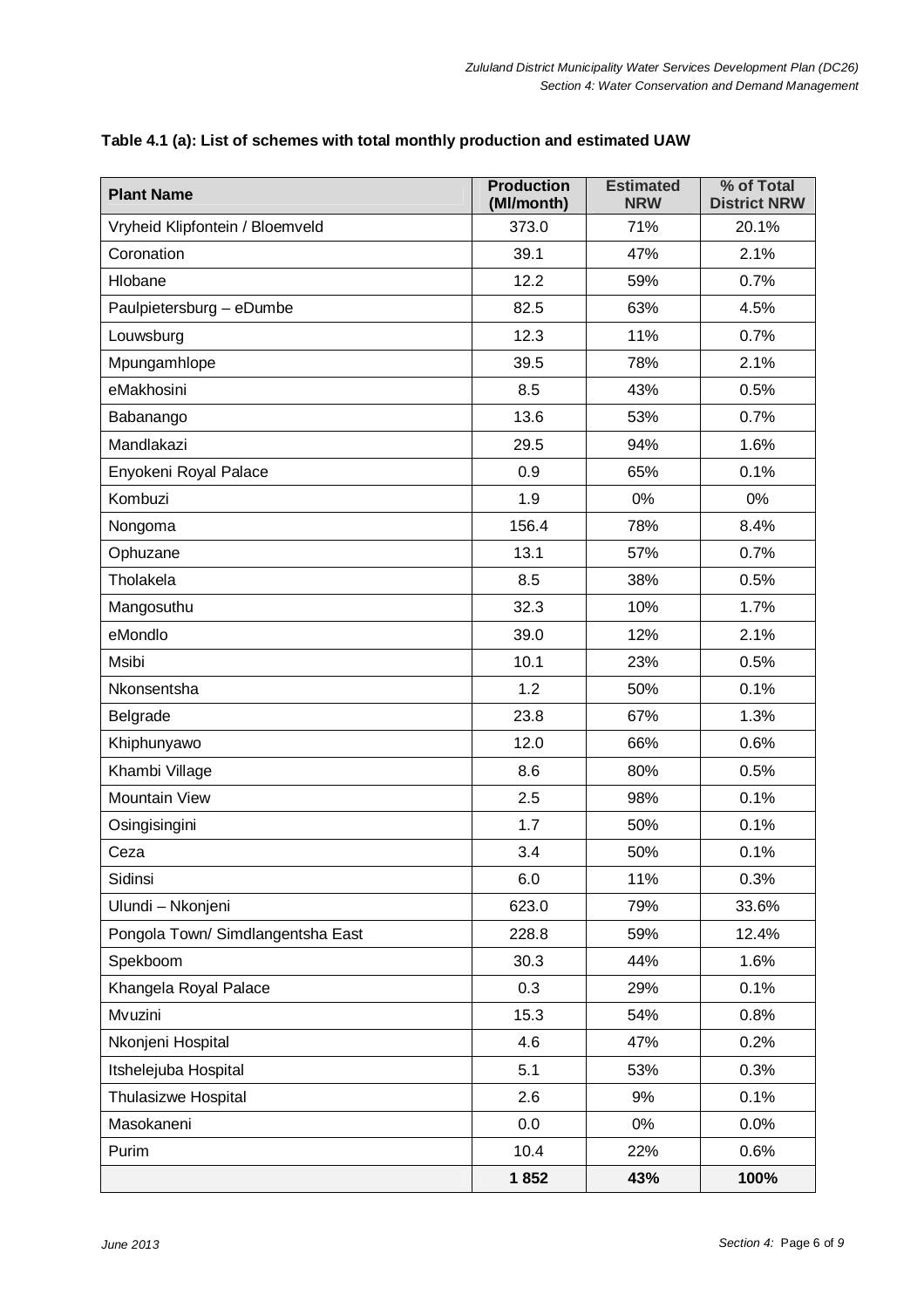**Table 4.1 (a): List of schemes with total monthly production and estimated UAW**

| Plant Name | Production (Ml/month) | Estimated NRW | % of Total District NRW |
|---|---|---|---|
| Vryheid Klipfontein / Bloemveld | 373.0 | 71% | 20.1% |
| Coronation | 39.1 | 47% | 2.1% |
| Hlobane | 12.2 | 59% | 0.7% |
| Paulpietersburg – eDumbe | 82.5 | 63% | 4.5% |
| Louwsburg | 12.3 | 11% | 0.7% |
| Mpungamhlope | 39.5 | 78% | 2.1% |
| eMakhosini | 8.5 | 43% | 0.5% |
| Babanango | 13.6 | 53% | 0.7% |
| Mandlakazi | 29.5 | 94% | 1.6% |
| Enyokeni Royal Palace | 0.9 | 65% | 0.1% |
| Kombuzi | 1.9 | 0% | 0% |
| Nongoma | 156.4 | 78% | 8.4% |
| Ophuzane | 13.1 | 57% | 0.7% |
| Tholakela | 8.5 | 38% | 0.5% |
| Mangosuthu | 32.3 | 10% | 1.7% |
| eMondlo | 39.0 | 12% | 2.1% |
| Msibi | 10.1 | 23% | 0.5% |
| Nkonsentsha | 1.2 | 50% | 0.1% |
| Belgrade | 23.8 | 67% | 1.3% |
| Khiphunyawo | 12.0 | 66% | 0.6% |
| Khambi Village | 8.6 | 80% | 0.5% |
| Mountain View | 2.5 | 98% | 0.1% |
| Osingisingini | 1.7 | 50% | 0.1% |
| Ceza | 3.4 | 50% | 0.1% |
| Sidinsi | 6.0 | 11% | 0.3% |
| Ulundi – Nkonjeni | 623.0 | 79% | 33.6% |
| Pongola Town/ Simdlangentsha East | 228.8 | 59% | 12.4% |
| Spekboom | 30.3 | 44% | 1.6% |
| Khangela Royal Palace | 0.3 | 29% | 0.1% |
| Mvuzini | 15.3 | 54% | 0.8% |
| Nkonjeni Hospital | 4.6 | 47% | 0.2% |
| Itshelejuba Hospital | 5.1 | 53% | 0.3% |
| Thulasizwe Hospital | 2.6 | 9% | 0.1% |
| Masokaneni | 0.0 | 0% | 0.0% |
| Purim | 10.4 | 22% | 0.6% |
| | **1 852** | **43%** | **100%** |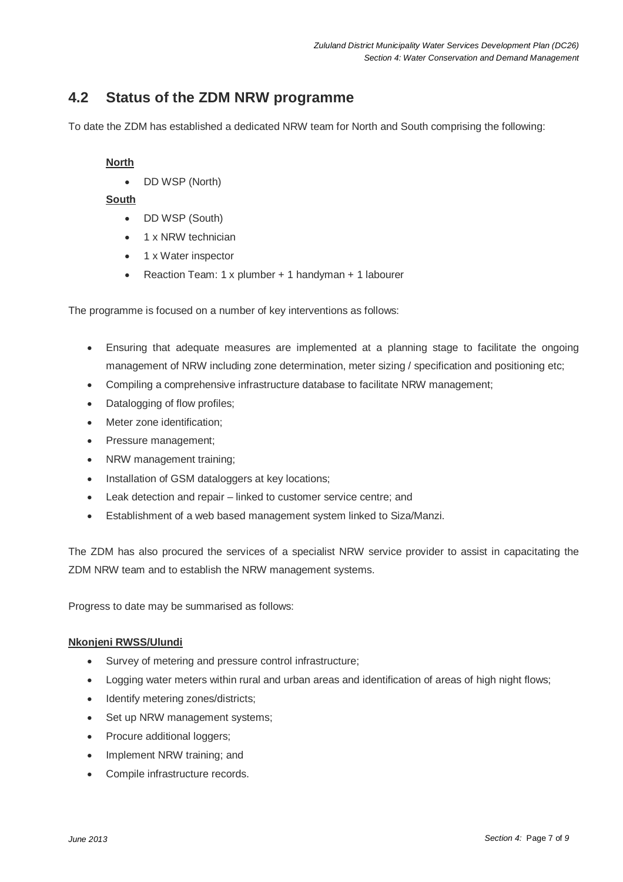## 4.2 Status of the ZDM NRW programme

To date the ZDM has established a dedicated NRW team for North and South comprising the following:

**North**

- DD WSP (North)

**South**

- DD WSP (South)
- 1 x NRW technician
- 1 x Water inspector
- Reaction Team: 1 x plumber + 1 handyman + 1 labourer

The programme is focused on a number of key interventions as follows:

- Ensuring that adequate measures are implemented at a planning stage to facilitate the ongoing management of NRW including zone determination, meter sizing / specification and positioning etc;
- Compiling a comprehensive infrastructure database to facilitate NRW management;
- Datalogging of flow profiles;
- Meter zone identification;
- Pressure management;
- NRW management training;
- Installation of GSM dataloggers at key locations;
- Leak detection and repair – linked to customer service centre; and
- Establishment of a web based management system linked to Siza/Manzi.

The ZDM has also procured the services of a specialist NRW service provider to assist in capacitating the ZDM NRW team and to establish the NRW management systems.

Progress to date may be summarised as follows:

**Nkonjeni RWSS/Ulundi**

- Survey of metering and pressure control infrastructure;
- Logging water meters within rural and urban areas and identification of areas of high night flows;
- Identify metering zones/districts;
- Set up NRW management systems;
- Procure additional loggers;
- Implement NRW training; and
- Compile infrastructure records.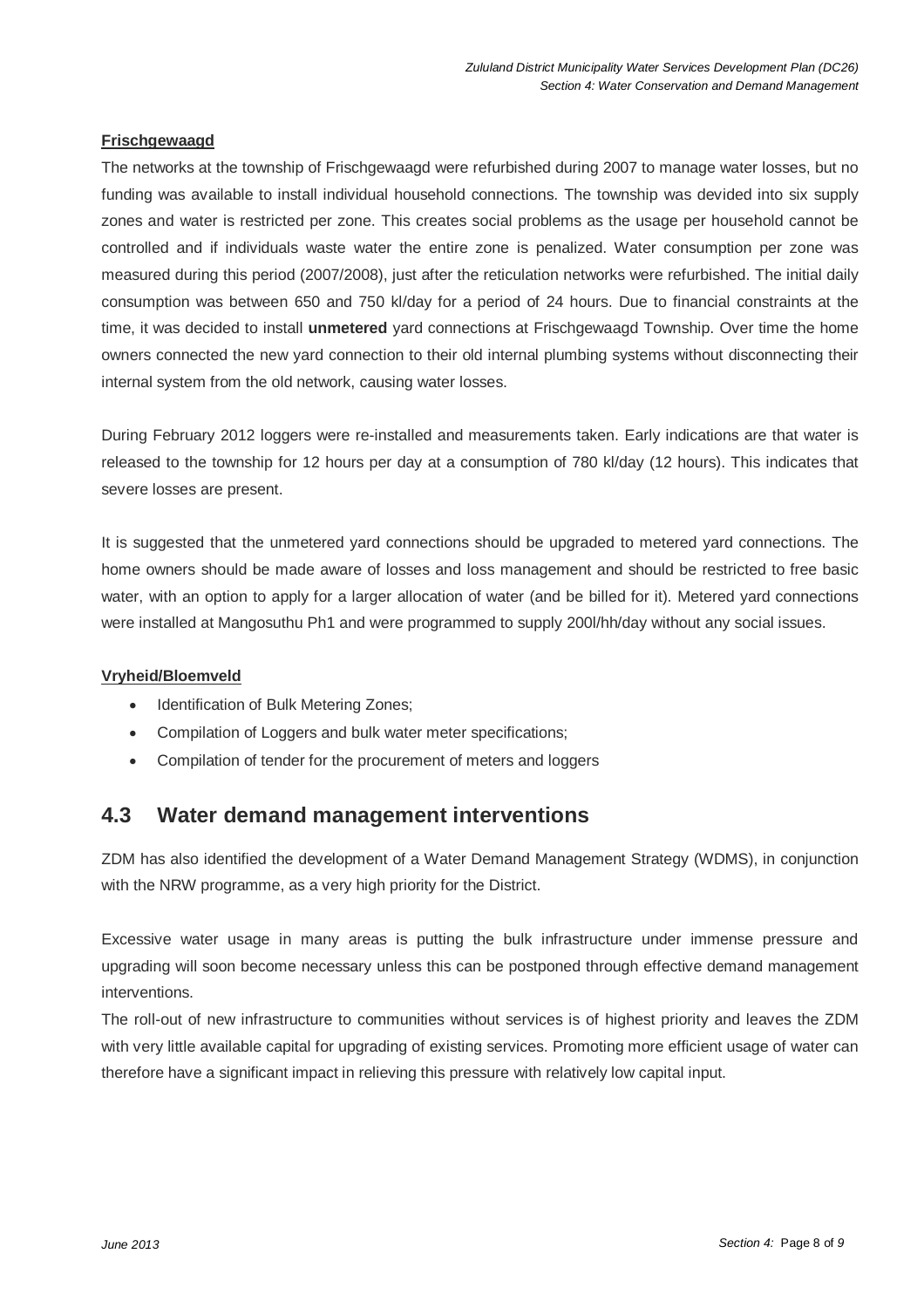**Frischgewaagd**

The networks at the township of Frischgewaagd were refurbished during 2007 to manage water losses, but no funding was available to install individual household connections. The township was devided into six supply zones and water is restricted per zone. This creates social problems as the usage per household cannot be controlled and if individuals waste water the entire zone is penalized. Water consumption per zone was measured during this period (2007/2008), just after the reticulation networks were refurbished. The initial daily consumption was between 650 and 750 kl/day for a period of 24 hours. Due to financial constraints at the time, it was decided to install **unmetered** yard connections at Frischgewaagd Township. Over time the home owners connected the new yard connection to their old internal plumbing systems without disconnecting their internal system from the old network, causing water losses.

During February 2012 loggers were re-installed and measurements taken. Early indications are that water is released to the township for 12 hours per day at a consumption of 780 kl/day (12 hours). This indicates that severe losses are present.

It is suggested that the unmetered yard connections should be upgraded to metered yard connections. The home owners should be made aware of losses and loss management and should be restricted to free basic water, with an option to apply for a larger allocation of water (and be billed for it). Metered yard connections were installed at Mangosuthu Ph1 and were programmed to supply 200l/hh/day without any social issues.

**Vryheid/Bloemveld**

- Identification of Bulk Metering Zones;
- Compilation of Loggers and bulk water meter specifications;
- Compilation of tender for the procurement of meters and loggers

## 4.3 Water demand management interventions

ZDM has also identified the development of a Water Demand Management Strategy (WDMS), in conjunction with the NRW programme, as a very high priority for the District.

Excessive water usage in many areas is putting the bulk infrastructure under immense pressure and upgrading will soon become necessary unless this can be postponed through effective demand management interventions.

The roll-out of new infrastructure to communities without services is of highest priority and leaves the ZDM with very little available capital for upgrading of existing services. Promoting more efficient usage of water can therefore have a significant impact in relieving this pressure with relatively low capital input.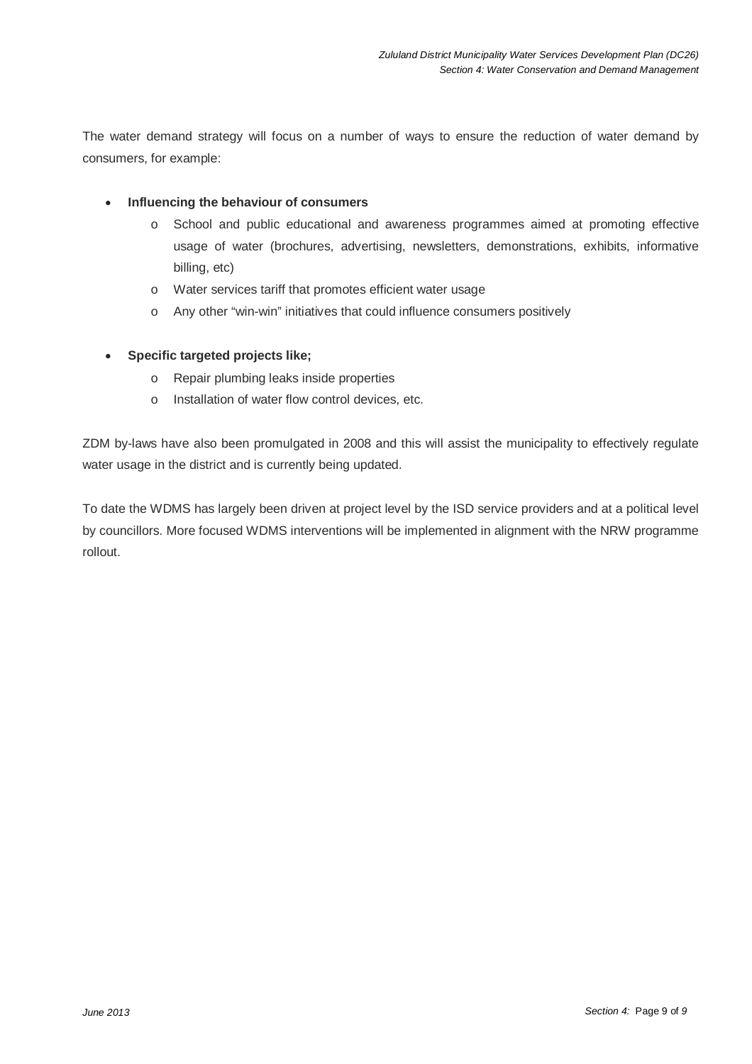The water demand strategy will focus on a number of ways to ensure the reduction of water demand by consumers, for example:

- **Influencing the behaviour of consumers**
  - School and public educational and awareness programmes aimed at promoting effective usage of water (brochures, advertising, newsletters, demonstrations, exhibits, informative billing, etc)
  - Water services tariff that promotes efficient water usage
  - Any other "win-win" initiatives that could influence consumers positively

- **Specific targeted projects like;**
  - Repair plumbing leaks inside properties
  - Installation of water flow control devices, etc.

ZDM by-laws have also been promulgated in 2008 and this will assist the municipality to effectively regulate water usage in the district and is currently being updated.

To date the WDMS has largely been driven at project level by the ISD service providers and at a political level by councillors. More focused WDMS interventions will be implemented in alignment with the NRW programme rollout.